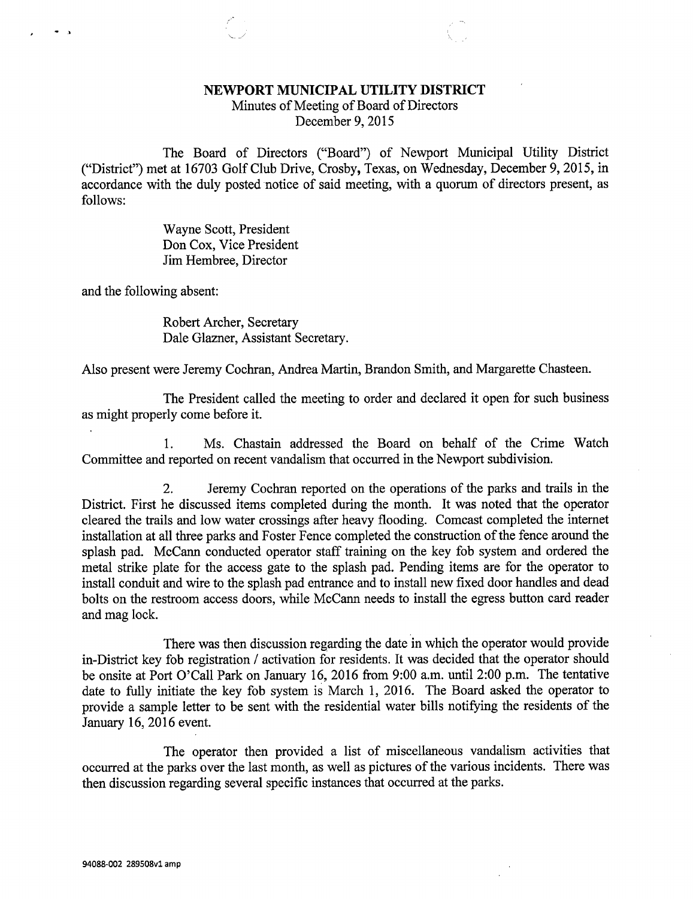**NEWPORT MUNICIPAL UTILITY DISTRICT**

Minutes of Meeting of Board of Directors

December 9, 2015

The Board of Directors ("Board") of Newport Municipal Utility District ("District") met at 16703 Golf Club Drive, Crosby, Texas, on Wednesday, December 9, 2015, in accordance with the duly posted notice of said meeting, with a quorum of directors present, as follows:

Wayne Scott, President
Don Cox, Vice President
Jim Hembree, Director

and the following absent:

Robert Archer, Secretary
Dale Glazner, Assistant Secretary.

Also present were Jeremy Cochran, Andrea Martin, Brandon Smith, and Margarette Chasteen.

The President called the meeting to order and declared it open for such business as might properly come before it.

1. Ms. Chastain addressed the Board on behalf of the Crime Watch Committee and reported on recent vandalism that occurred in the Newport subdivision.

2. Jeremy Cochran reported on the operations of the parks and trails in the District. First he discussed items completed during the month. It was noted that the operator cleared the trails and low water crossings after heavy flooding. Comcast completed the internet installation at all three parks and Foster Fence completed the construction of the fence around the splash pad. McCann conducted operator staff training on the key fob system and ordered the metal strike plate for the access gate to the splash pad. Pending items are for the operator to install conduit and wire to the splash pad entrance and to install new fixed door handles and dead bolts on the restroom access doors, while McCann needs to install the egress button card reader and mag lock.

There was then discussion regarding the date in which the operator would provide in-District key fob registration / activation for residents. It was decided that the operator should be onsite at Port O'Call Park on January 16, 2016 from 9:00 a.m. until 2:00 p.m. The tentative date to fully initiate the key fob system is March 1, 2016. The Board asked the operator to provide a sample letter to be sent with the residential water bills notifying the residents of the January 16, 2016 event.

The operator then provided a list of miscellaneous vandalism activities that occurred at the parks over the last month, as well as pictures of the various incidents. There was then discussion regarding several specific instances that occurred at the parks.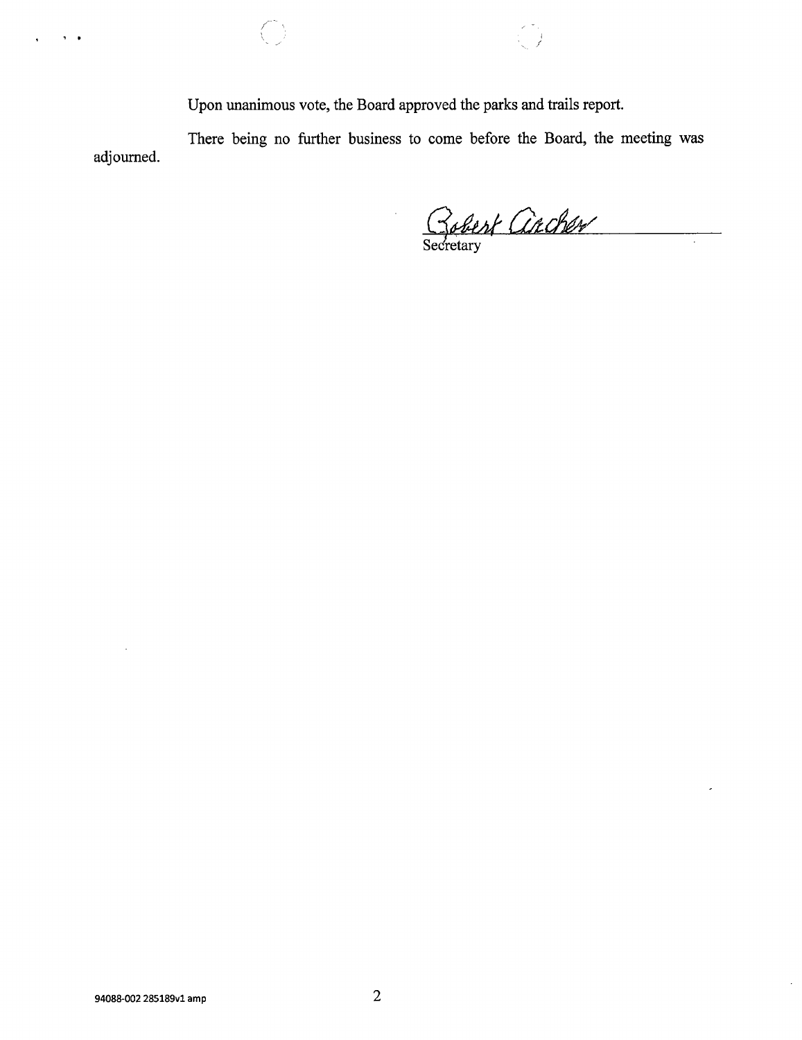Upon unanimous vote, the Board approved the parks and trails report.

There being no further business to come before the Board, the meeting was adjourned.

Robert Archer
Secretary

94088-002 285189v1 amp